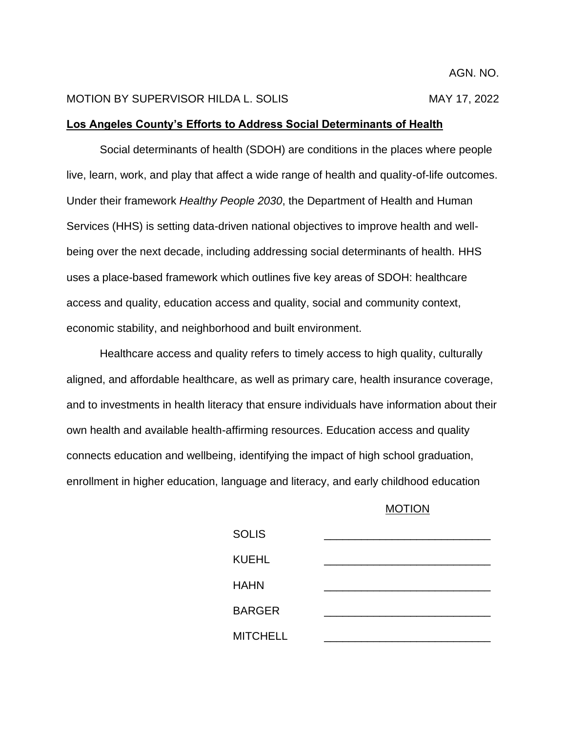AGN. NO.

MOTION BY SUPERVISOR HILDA L. SOLIS MAY 17, 2022

**Los Angeles County's Efforts to Address Social Determinants of Health**

Social determinants of health (SDOH) are conditions in the places where people live, learn, work, and play that affect a wide range of health and quality-of-life outcomes. Under their framework *Healthy People 2030*, the Department of Health and Human Services (HHS) is setting data-driven national objectives to improve health and well-being over the next decade, including addressing social determinants of health. HHS uses a place-based framework which outlines five key areas of SDOH: healthcare access and quality, education access and quality, social and community context, economic stability, and neighborhood and built environment.

Healthcare access and quality refers to timely access to high quality, culturally aligned, and affordable healthcare, as well as primary care, health insurance coverage, and to investments in health literacy that ensure individuals have information about their own health and available health-affirming resources. Education access and quality connects education and wellbeing, identifying the impact of high school graduation, enrollment in higher education, language and literacy, and early childhood education

MOTION

| | |
|---|---|
| SOLIS | _______________ |
| KUEHL | _______________ |
| HAHN | _______________ |
| BARGER | _______________ |
| MITCHELL | _______________ |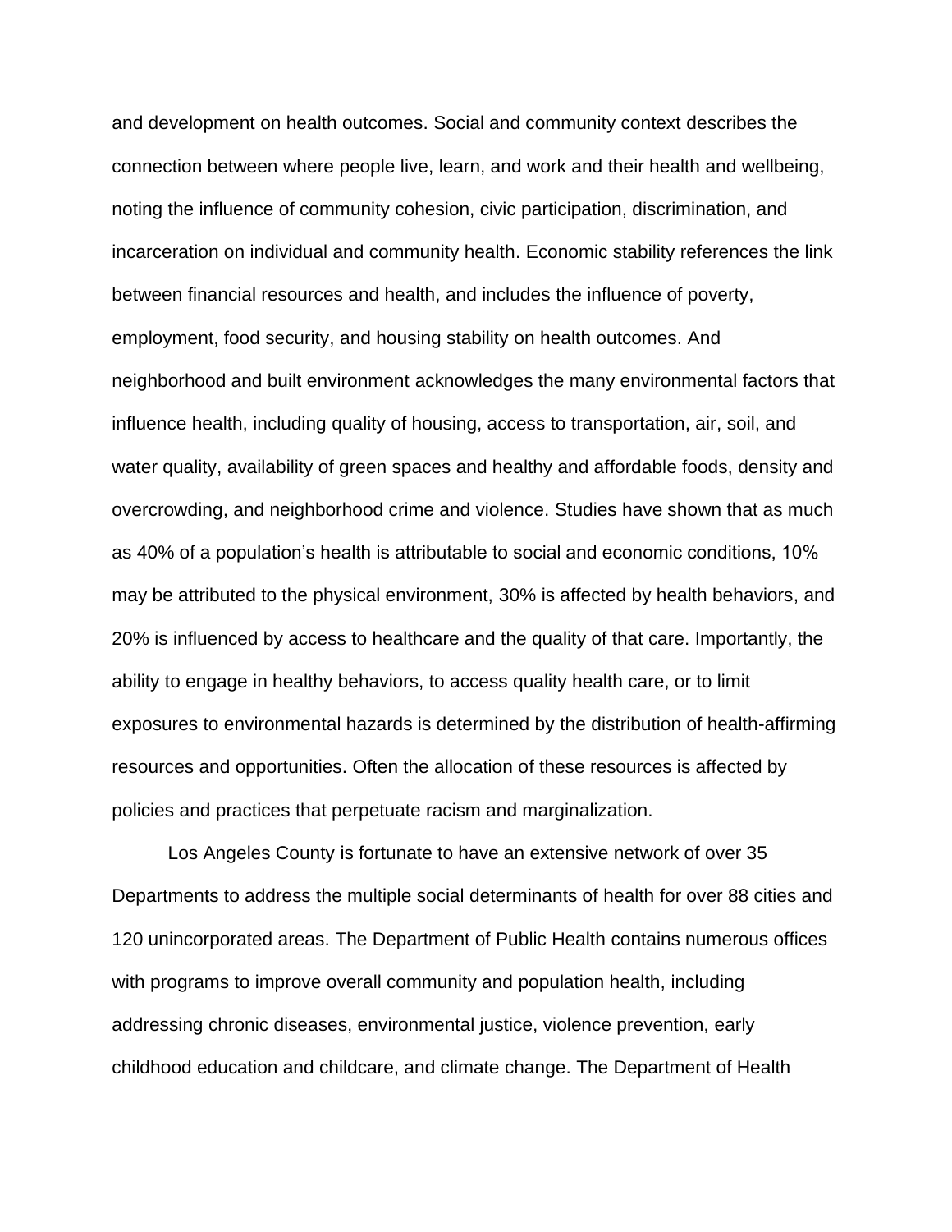and development on health outcomes. Social and community context describes the connection between where people live, learn, and work and their health and wellbeing, noting the influence of community cohesion, civic participation, discrimination, and incarceration on individual and community health. Economic stability references the link between financial resources and health, and includes the influence of poverty, employment, food security, and housing stability on health outcomes. And neighborhood and built environment acknowledges the many environmental factors that influence health, including quality of housing, access to transportation, air, soil, and water quality, availability of green spaces and healthy and affordable foods, density and overcrowding, and neighborhood crime and violence. Studies have shown that as much as 40% of a population's health is attributable to social and economic conditions, 10% may be attributed to the physical environment, 30% is affected by health behaviors, and 20% is influenced by access to healthcare and the quality of that care. Importantly, the ability to engage in healthy behaviors, to access quality health care, or to limit exposures to environmental hazards is determined by the distribution of health-affirming resources and opportunities. Often the allocation of these resources is affected by policies and practices that perpetuate racism and marginalization.

Los Angeles County is fortunate to have an extensive network of over 35 Departments to address the multiple social determinants of health for over 88 cities and 120 unincorporated areas. The Department of Public Health contains numerous offices with programs to improve overall community and population health, including addressing chronic diseases, environmental justice, violence prevention, early childhood education and childcare, and climate change. The Department of Health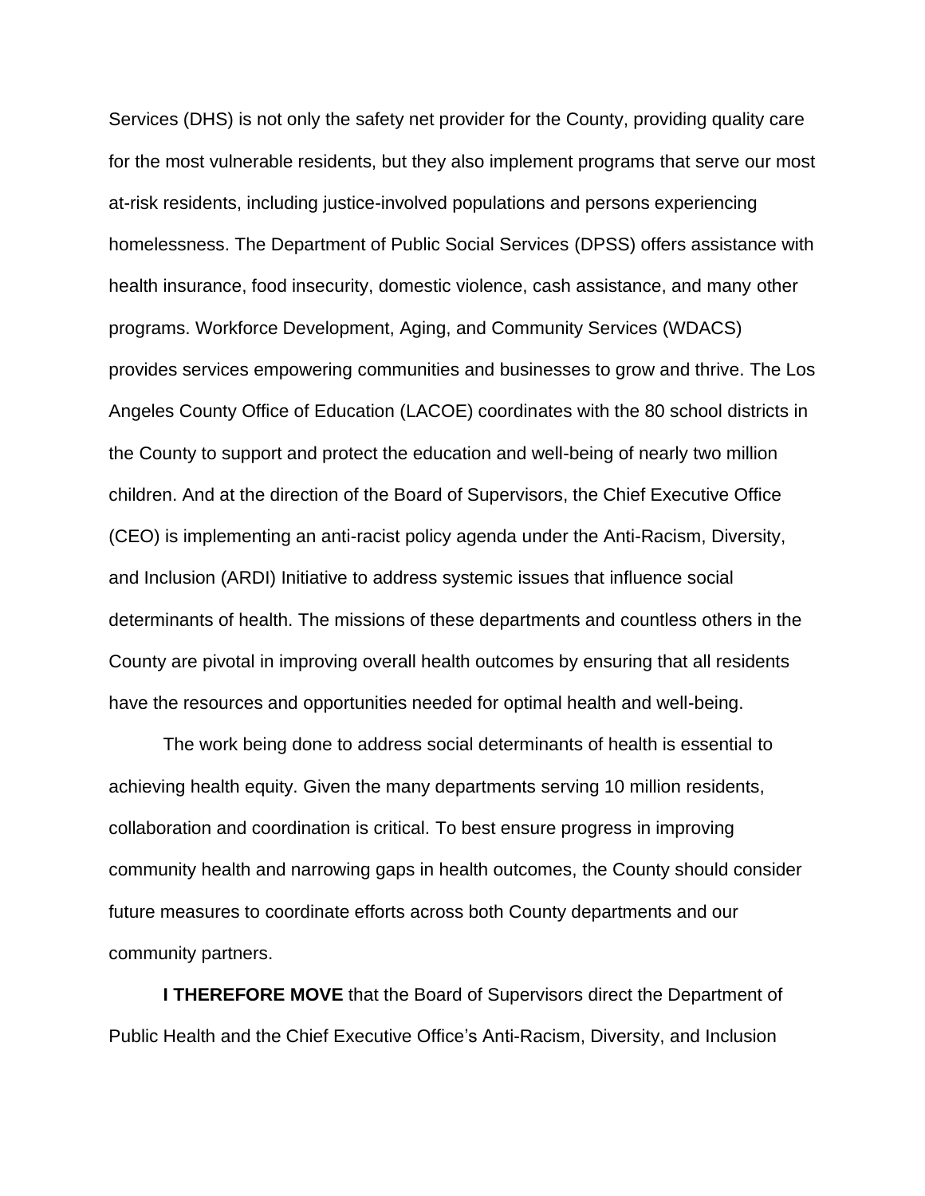Services (DHS) is not only the safety net provider for the County, providing quality care for the most vulnerable residents, but they also implement programs that serve our most at-risk residents, including justice-involved populations and persons experiencing homelessness. The Department of Public Social Services (DPSS) offers assistance with health insurance, food insecurity, domestic violence, cash assistance, and many other programs. Workforce Development, Aging, and Community Services (WDACS) provides services empowering communities and businesses to grow and thrive. The Los Angeles County Office of Education (LACOE) coordinates with the 80 school districts in the County to support and protect the education and well-being of nearly two million children. And at the direction of the Board of Supervisors, the Chief Executive Office (CEO) is implementing an anti-racist policy agenda under the Anti-Racism, Diversity, and Inclusion (ARDI) Initiative to address systemic issues that influence social determinants of health. The missions of these departments and countless others in the County are pivotal in improving overall health outcomes by ensuring that all residents have the resources and opportunities needed for optimal health and well-being.

The work being done to address social determinants of health is essential to achieving health equity. Given the many departments serving 10 million residents, collaboration and coordination is critical. To best ensure progress in improving community health and narrowing gaps in health outcomes, the County should consider future measures to coordinate efforts across both County departments and our community partners.

**I THEREFORE MOVE** that the Board of Supervisors direct the Department of Public Health and the Chief Executive Office's Anti-Racism, Diversity, and Inclusion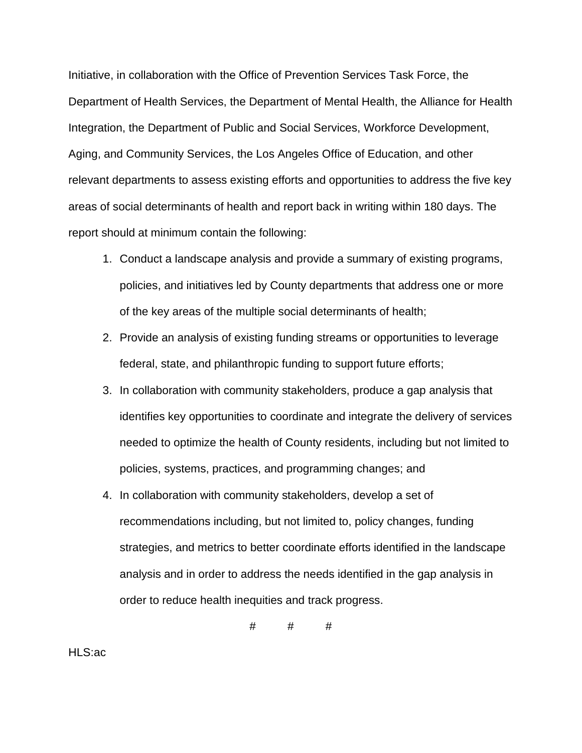Initiative, in collaboration with the Office of Prevention Services Task Force, the Department of Health Services, the Department of Mental Health, the Alliance for Health Integration, the Department of Public and Social Services, Workforce Development, Aging, and Community Services, the Los Angeles Office of Education, and other relevant departments to assess existing efforts and opportunities to address the five key areas of social determinants of health and report back in writing within 180 days. The report should at minimum contain the following:

1. Conduct a landscape analysis and provide a summary of existing programs, policies, and initiatives led by County departments that address one or more of the key areas of the multiple social determinants of health;
2. Provide an analysis of existing funding streams or opportunities to leverage federal, state, and philanthropic funding to support future efforts;
3. In collaboration with community stakeholders, produce a gap analysis that identifies key opportunities to coordinate and integrate the delivery of services needed to optimize the health of County residents, including but not limited to policies, systems, practices, and programming changes; and
4. In collaboration with community stakeholders, develop a set of recommendations including, but not limited to, policy changes, funding strategies, and metrics to better coordinate efforts identified in the landscape analysis and in order to address the needs identified in the gap analysis in order to reduce health inequities and track progress.

# # #

HLS:ac